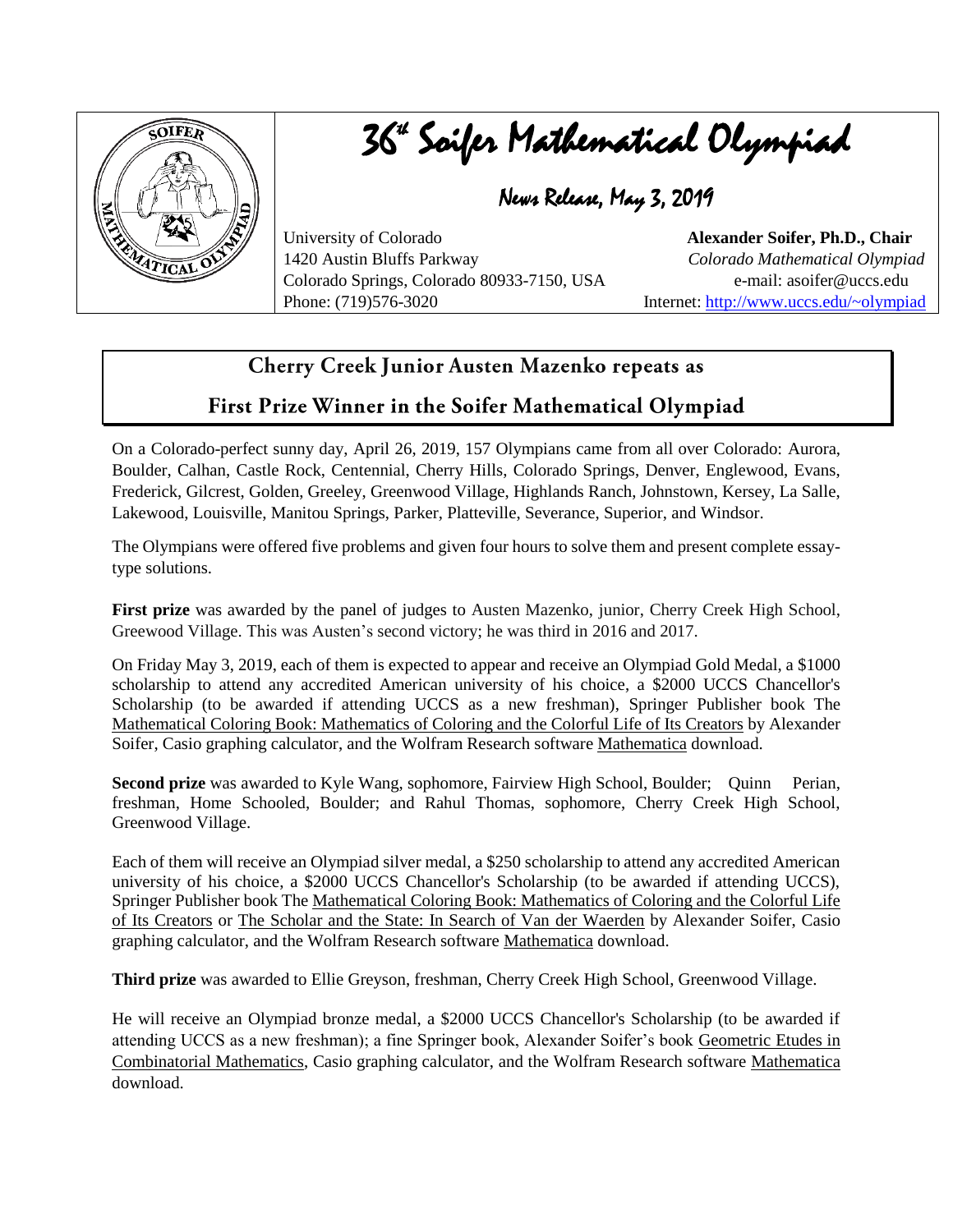# 36th Soifer Mathematical Olympiad

## News Release, May 3, 2019

University of Colorado
1420 Austin Bluffs Parkway
Colorado Springs, Colorado 80933-7150, USA
Phone: (719)576-3020

**Alexander Soifer, Ph.D., Chair**
*Colorado Mathematical Olympiad*
e-mail: asoifer@uccs.edu
Internet: http://www.uccs.edu/~olympiad

## Cherry Creek Junior Austen Mazenko repeats as First Prize Winner in the Soifer Mathematical Olympiad

On a Colorado-perfect sunny day, April 26, 2019, 157 Olympians came from all over Colorado: Aurora, Boulder, Calhan, Castle Rock, Centennial, Cherry Hills, Colorado Springs, Denver, Englewood, Evans, Frederick, Gilcrest, Golden, Greeley, Greenwood Village, Highlands Ranch, Johnstown, Kersey, La Salle, Lakewood, Louisville, Manitou Springs, Parker, Platteville, Severance, Superior, and Windsor.

The Olympians were offered five problems and given four hours to solve them and present complete essay-type solutions.

**First prize** was awarded by the panel of judges to Austen Mazenko, junior, Cherry Creek High School, Greewood Village. This was Austen's second victory; he was third in 2016 and 2017.

On Friday May 3, 2019, each of them is expected to appear and receive an Olympiad Gold Medal, a $1000 scholarship to attend any accredited American university of his choice, a $2000 UCCS Chancellor's Scholarship (to be awarded if attending UCCS as a new freshman), Springer Publisher book The Mathematical Coloring Book: Mathematics of Coloring and the Colorful Life of Its Creators by Alexander Soifer, Casio graphing calculator, and the Wolfram Research software Mathematica download.

**Second prize** was awarded to Kyle Wang, sophomore, Fairview High School, Boulder; Quinn Perian, freshman, Home Schooled, Boulder; and Rahul Thomas, sophomore, Cherry Creek High School, Greenwood Village.

Each of them will receive an Olympiad silver medal, a $250 scholarship to attend any accredited American university of his choice, a $2000 UCCS Chancellor's Scholarship (to be awarded if attending UCCS), Springer Publisher book The Mathematical Coloring Book: Mathematics of Coloring and the Colorful Life of Its Creators or The Scholar and the State: In Search of Van der Waerden by Alexander Soifer, Casio graphing calculator, and the Wolfram Research software Mathematica download.

**Third prize** was awarded to Ellie Greyson, freshman, Cherry Creek High School, Greenwood Village.

He will receive an Olympiad bronze medal, a $2000 UCCS Chancellor's Scholarship (to be awarded if attending UCCS as a new freshman); a fine Springer book, Alexander Soifer's book Geometric Etudes in Combinatorial Mathematics, Casio graphing calculator, and the Wolfram Research software Mathematica download.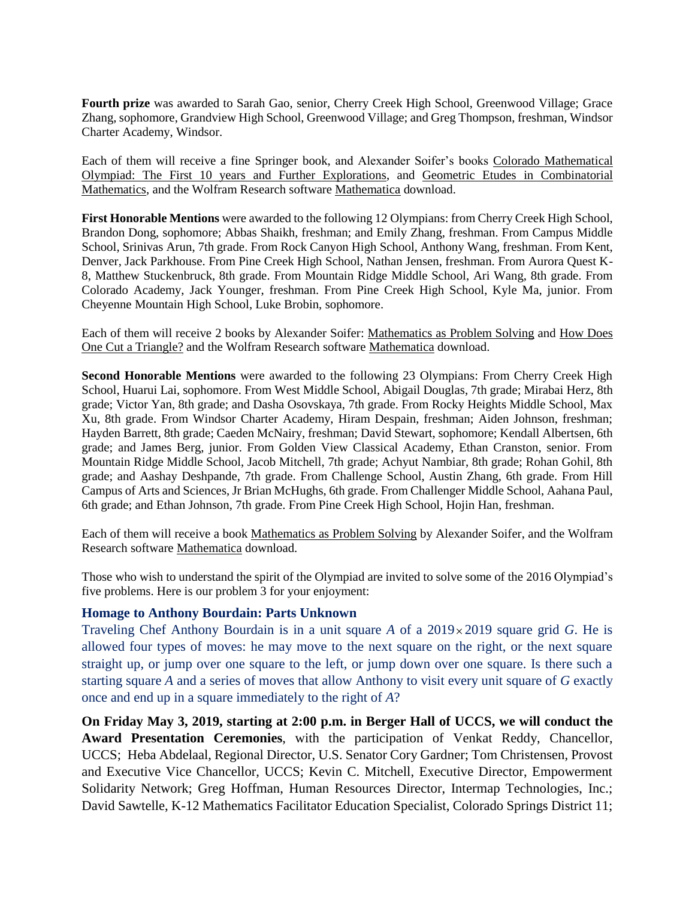**Fourth prize** was awarded to Sarah Gao, senior, Cherry Creek High School, Greenwood Village; Grace Zhang, sophomore, Grandview High School, Greenwood Village; and Greg Thompson, freshman, Windsor Charter Academy, Windsor.

Each of them will receive a fine Springer book, and Alexander Soifer's books Colorado Mathematical Olympiad: The First 10 years and Further Explorations, and Geometric Etudes in Combinatorial Mathematics, and the Wolfram Research software Mathematica download.

**First Honorable Mentions** were awarded to the following 12 Olympians: from Cherry Creek High School, Brandon Dong, sophomore; Abbas Shaikh, freshman; and Emily Zhang, freshman. From Campus Middle School, Srinivas Arun, 7th grade. From Rock Canyon High School, Anthony Wang, freshman. From Kent, Denver, Jack Parkhouse. From Pine Creek High School, Nathan Jensen, freshman. From Aurora Quest K-8, Matthew Stuckenbruck, 8th grade. From Mountain Ridge Middle School, Ari Wang, 8th grade. From Colorado Academy, Jack Younger, freshman. From Pine Creek High School, Kyle Ma, junior. From Cheyenne Mountain High School, Luke Brobin, sophomore.

Each of them will receive 2 books by Alexander Soifer: Mathematics as Problem Solving and How Does One Cut a Triangle? and the Wolfram Research software Mathematica download.

**Second Honorable Mentions** were awarded to the following 23 Olympians: From Cherry Creek High School, Huarui Lai, sophomore. From West Middle School, Abigail Douglas, 7th grade; Mirabai Herz, 8th grade; Victor Yan, 8th grade; and Dasha Osovskaya, 7th grade. From Rocky Heights Middle School, Max Xu, 8th grade. From Windsor Charter Academy, Hiram Despain, freshman; Aiden Johnson, freshman; Hayden Barrett, 8th grade; Caeden McNairy, freshman; David Stewart, sophomore; Kendall Albertsen, 6th grade; and James Berg, junior. From Golden View Classical Academy, Ethan Cranston, senior. From Mountain Ridge Middle School, Jacob Mitchell, 7th grade; Achyut Nambiar, 8th grade; Rohan Gohil, 8th grade; and Aashay Deshpande, 7th grade. From Challenge School, Austin Zhang, 6th grade. From Hill Campus of Arts and Sciences, Jr Brian McHughs, 6th grade. From Challenger Middle School, Aahana Paul, 6th grade; and Ethan Johnson, 7th grade. From Pine Creek High School, Hojin Han, freshman.

Each of them will receive a book Mathematics as Problem Solving by Alexander Soifer, and the Wolfram Research software Mathematica download.

Those who wish to understand the spirit of the Olympiad are invited to solve some of the 2016 Olympiad's five problems. Here is our problem 3 for your enjoyment:

### Homage to Anthony Bourdain: Parts Unknown

Traveling Chef Anthony Bourdain is in a unit square $A$ of a $2019 \times 2019$ square grid $G$. He is allowed four types of moves: he may move to the next square on the right, or the next square straight up, or jump over one square to the left, or jump down over one square. Is there such a starting square $A$ and a series of moves that allow Anthony to visit every unit square of $G$ exactly once and end up in a square immediately to the right of $A$?

**On Friday May 3, 2019, starting at 2:00 p.m. in Berger Hall of UCCS, we will conduct the Award Presentation Ceremonies**, with the participation of Venkat Reddy, Chancellor, UCCS; Heba Abdelaal, Regional Director, U.S. Senator Cory Gardner; Tom Christensen, Provost and Executive Vice Chancellor, UCCS; Kevin C. Mitchell, Executive Director, Empowerment Solidarity Network; Greg Hoffman, Human Resources Director, Intermap Technologies, Inc.; David Sawtelle, K-12 Mathematics Facilitator Education Specialist, Colorado Springs District 11;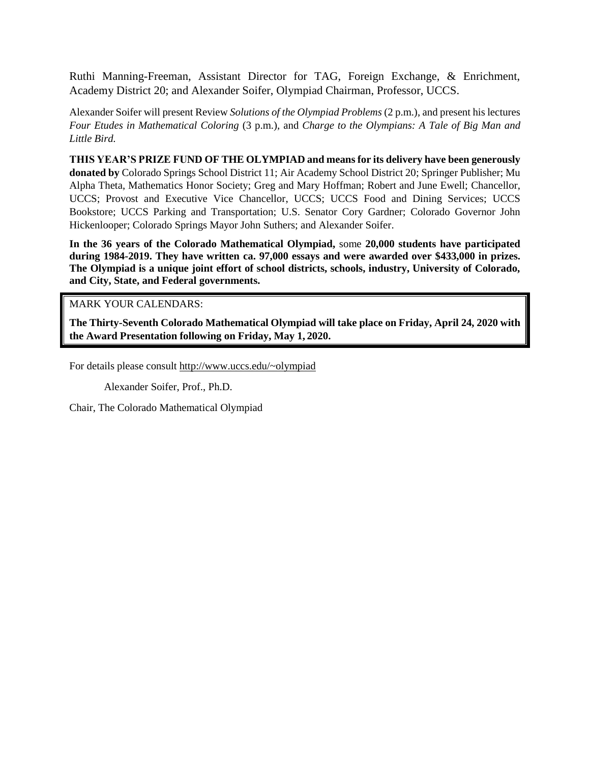Ruthi Manning-Freeman, Assistant Director for TAG, Foreign Exchange, & Enrichment, Academy District 20; and Alexander Soifer, Olympiad Chairman, Professor, UCCS.

Alexander Soifer will present Review *Solutions of the Olympiad Problems* (2 p.m.), and present his lectures *Four Etudes in Mathematical Coloring* (3 p.m.), and *Charge to the Olympians: A Tale of Big Man and Little Bird.*

**THIS YEAR'S PRIZE FUND OF THE OLYMPIAD and means for its delivery have been generously donated by** Colorado Springs School District 11; Air Academy School District 20; Springer Publisher; Mu Alpha Theta, Mathematics Honor Society; Greg and Mary Hoffman; Robert and June Ewell; Chancellor, UCCS; Provost and Executive Vice Chancellor, UCCS; UCCS Food and Dining Services; UCCS Bookstore; UCCS Parking and Transportation; U.S. Senator Cory Gardner; Colorado Governor John Hickenlooper; Colorado Springs Mayor John Suthers; and Alexander Soifer.

**In the 36 years of the Colorado Mathematical Olympiad,** some **20,000 students have participated during 1984-2019. They have written ca. 97,000 essays and were awarded over $433,000 in prizes. The Olympiad is a unique joint effort of school districts, schools, industry, University of Colorado, and City, State, and Federal governments.**

MARK YOUR CALENDARS:

**The Thirty-Seventh Colorado Mathematical Olympiad will take place on Friday, April 24, 2020 with the Award Presentation following on Friday, May 1, 2020.**

For details please consult http://www.uccs.edu/~olympiad

Alexander Soifer, Prof., Ph.D.

Chair, The Colorado Mathematical Olympiad